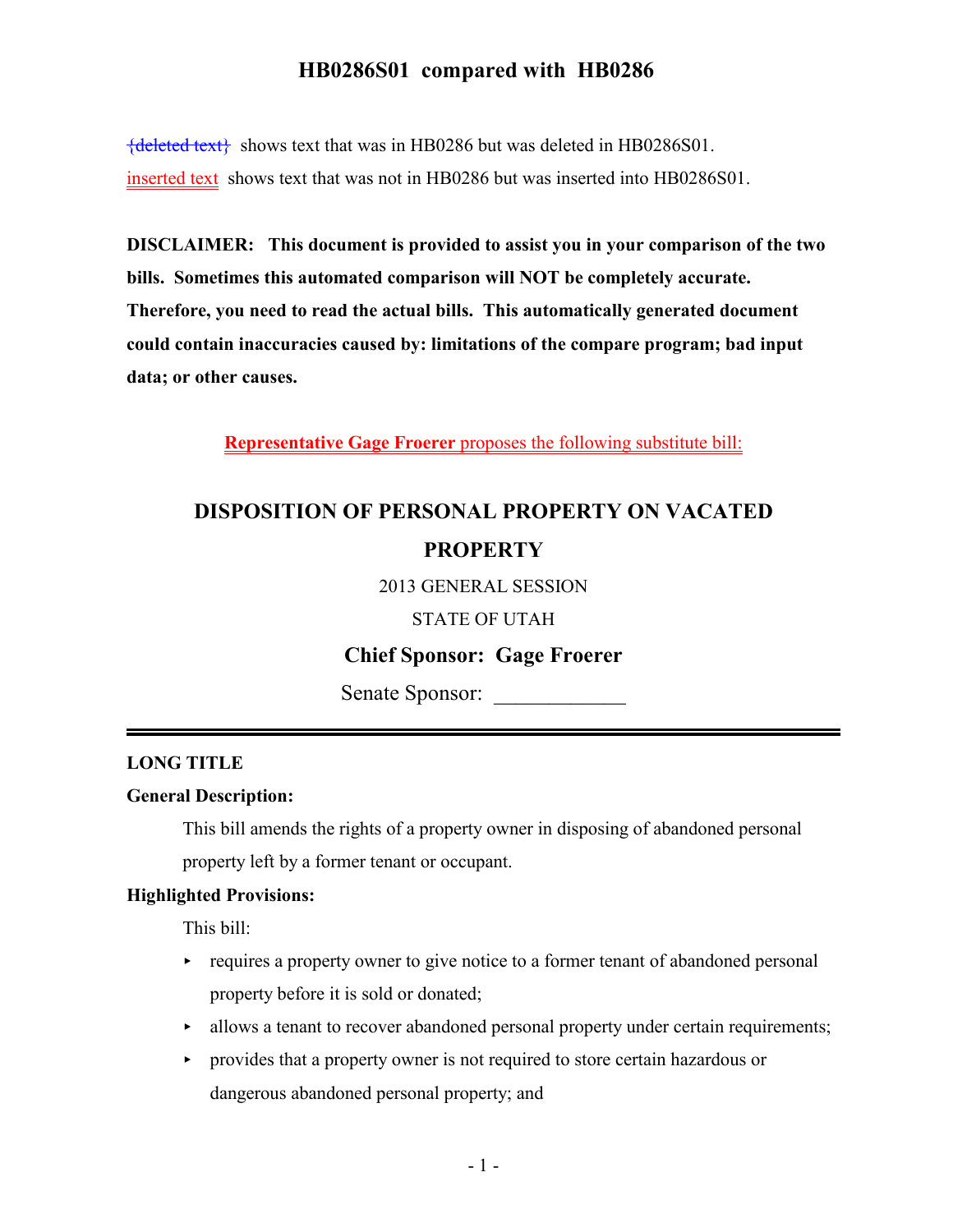# HB0286S01 compared with HB0286

~~{deleted text}~~ shows text that was in HB0286 but was deleted in HB0286S01.

inserted text shows text that was not in HB0286 but was inserted into HB0286S01.

**DISCLAIMER: This document is provided to assist you in your comparison of the two bills. Sometimes this automated comparison will NOT be completely accurate. Therefore, you need to read the actual bills. This automatically generated document could contain inaccuracies caused by: limitations of the compare program; bad input data; or other causes.**

**Representative Gage Froerer** proposes the following substitute bill:

## DISPOSITION OF PERSONAL PROPERTY ON VACATED PROPERTY

2013 GENERAL SESSION

STATE OF UTAH

**Chief Sponsor: Gage Froerer**

Senate Sponsor: ____________

---

**LONG TITLE**

**General Description:**

This bill amends the rights of a property owner in disposing of abandoned personal property left by a former tenant or occupant.

**Highlighted Provisions:**

This bill:

- requires a property owner to give notice to a former tenant of abandoned personal property before it is sold or donated;
- allows a tenant to recover abandoned personal property under certain requirements;
- provides that a property owner is not required to store certain hazardous or dangerous abandoned personal property; and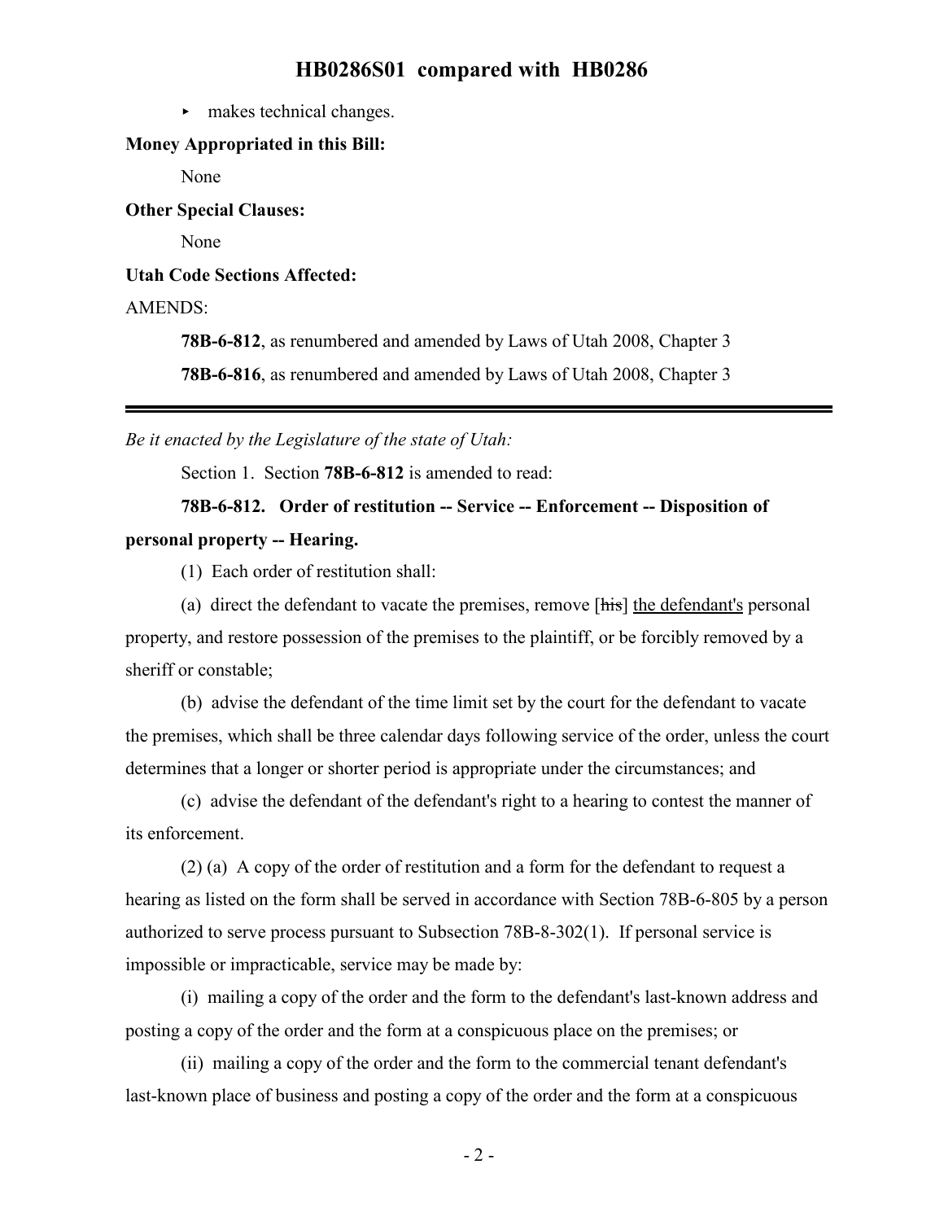- makes technical changes.

**Money Appropriated in this Bill:**

None

**Other Special Clauses:**

None

**Utah Code Sections Affected:**

AMENDS:

**78B-6-812**, as renumbered and amended by Laws of Utah 2008, Chapter 3

**78B-6-816**, as renumbered and amended by Laws of Utah 2008, Chapter 3

---

*Be it enacted by the Legislature of the state of Utah:*

Section 1. Section **78B-6-812** is amended to read:

**78B-6-812. Order of restitution -- Service -- Enforcement -- Disposition of personal property -- Hearing.**

(1) Each order of restitution shall:

(a) direct the defendant to vacate the premises, remove [~~his~~] the defendant's personal property, and restore possession of the premises to the plaintiff, or be forcibly removed by a sheriff or constable;

(b) advise the defendant of the time limit set by the court for the defendant to vacate the premises, which shall be three calendar days following service of the order, unless the court determines that a longer or shorter period is appropriate under the circumstances; and

(c) advise the defendant of the defendant's right to a hearing to contest the manner of its enforcement.

(2) (a) A copy of the order of restitution and a form for the defendant to request a hearing as listed on the form shall be served in accordance with Section 78B-6-805 by a person authorized to serve process pursuant to Subsection 78B-8-302(1). If personal service is impossible or impracticable, service may be made by:

(i) mailing a copy of the order and the form to the defendant's last-known address and posting a copy of the order and the form at a conspicuous place on the premises; or

(ii) mailing a copy of the order and the form to the commercial tenant defendant's last-known place of business and posting a copy of the order and the form at a conspicuous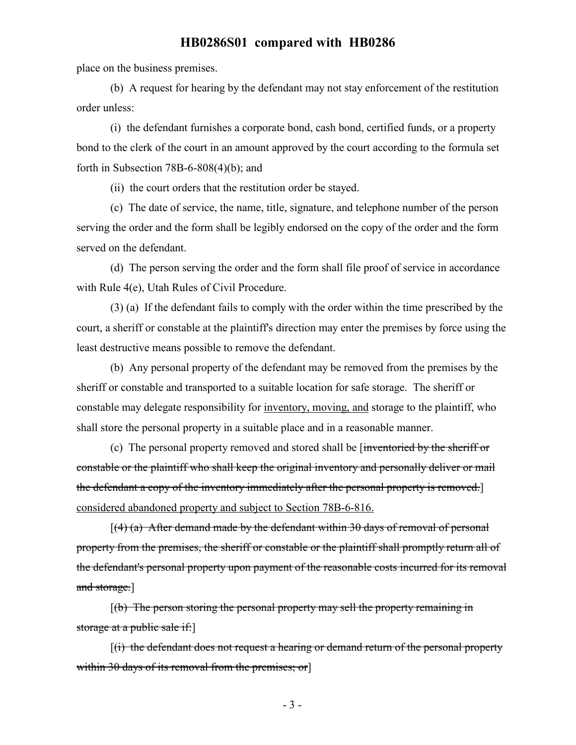place on the business premises.

(b) A request for hearing by the defendant may not stay enforcement of the restitution order unless:

(i) the defendant furnishes a corporate bond, cash bond, certified funds, or a property bond to the clerk of the court in an amount approved by the court according to the formula set forth in Subsection 78B-6-808(4)(b); and

(ii) the court orders that the restitution order be stayed.

(c) The date of service, the name, title, signature, and telephone number of the person serving the order and the form shall be legibly endorsed on the copy of the order and the form served on the defendant.

(d) The person serving the order and the form shall file proof of service in accordance with Rule 4(e), Utah Rules of Civil Procedure.

(3) (a) If the defendant fails to comply with the order within the time prescribed by the court, a sheriff or constable at the plaintiff's direction may enter the premises by force using the least destructive means possible to remove the defendant.

(b) Any personal property of the defendant may be removed from the premises by the sheriff or constable and transported to a suitable location for safe storage. The sheriff or constable may delegate responsibility for <u>inventory, moving, and</u> storage to the plaintiff, who shall store the personal property in a suitable place and in a reasonable manner.

(c) The personal property removed and stored shall be [~~inventoried by the sheriff or constable or the plaintiff who shall keep the original inventory and personally deliver or mail the defendant a copy of the inventory immediately after the personal property is removed.~~] <u>considered abandoned property and subject to Section 78B-6-816.</u>

[~~(4) (a) After demand made by the defendant within 30 days of removal of personal property from the premises, the sheriff or constable or the plaintiff shall promptly return all of the defendant's personal property upon payment of the reasonable costs incurred for its removal and storage.~~]

[~~(b) The person storing the personal property may sell the property remaining in storage at a public sale if:~~]

[~~(i) the defendant does not request a hearing or demand return of the personal property within 30 days of its removal from the premises; or~~]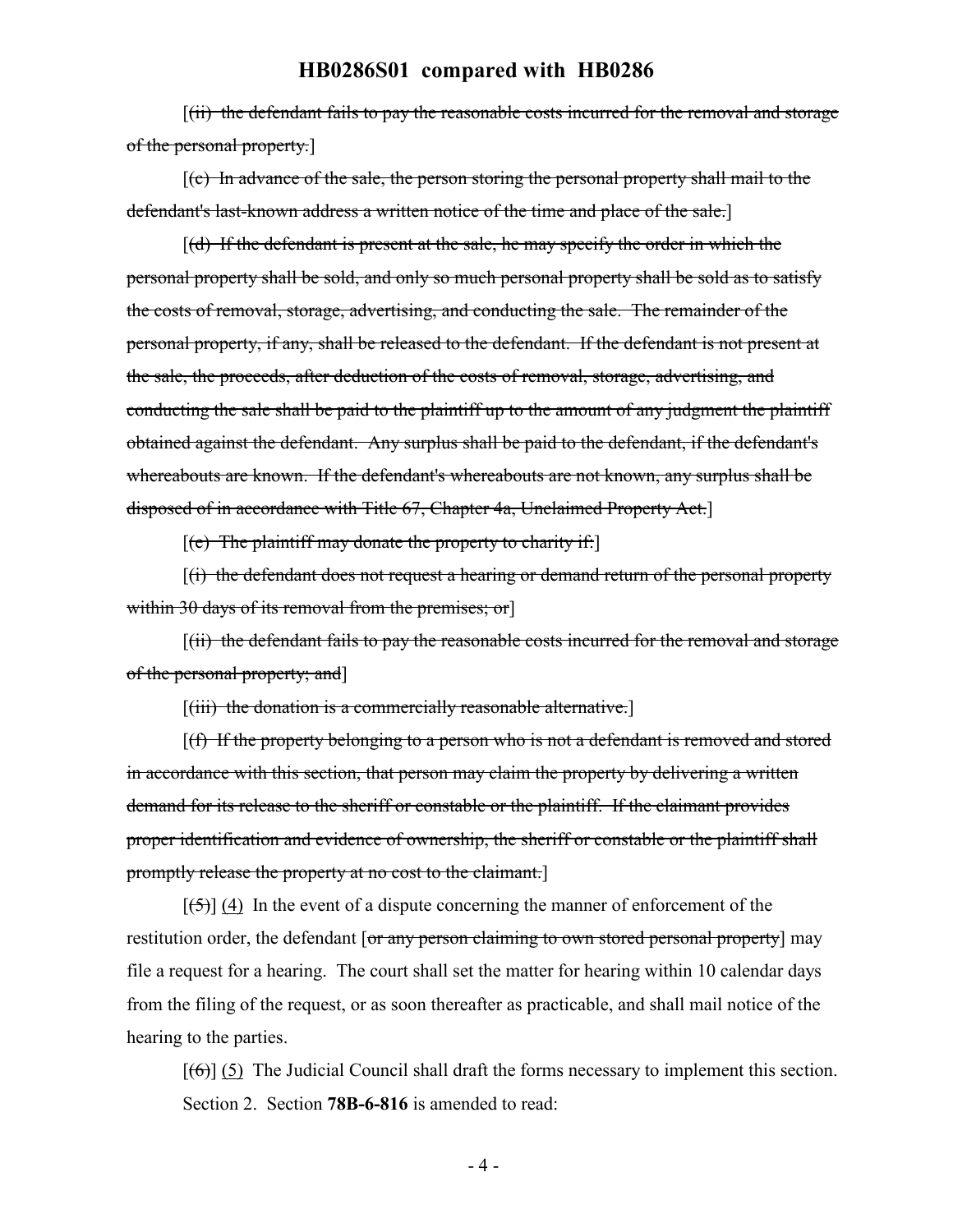[~~(ii) the defendant fails to pay the reasonable costs incurred for the removal and storage of the personal property.~~]

[~~(c) In advance of the sale, the person storing the personal property shall mail to the defendant's last-known address a written notice of the time and place of the sale.~~]

[~~(d) If the defendant is present at the sale, he may specify the order in which the personal property shall be sold, and only so much personal property shall be sold as to satisfy the costs of removal, storage, advertising, and conducting the sale. The remainder of the personal property, if any, shall be released to the defendant. If the defendant is not present at the sale, the proceeds, after deduction of the costs of removal, storage, advertising, and conducting the sale shall be paid to the plaintiff up to the amount of any judgment the plaintiff obtained against the defendant. Any surplus shall be paid to the defendant, if the defendant's whereabouts are known. If the defendant's whereabouts are not known, any surplus shall be disposed of in accordance with Title 67, Chapter 4a, Unclaimed Property Act.~~]

[~~(e) The plaintiff may donate the property to charity if:~~]

[~~(i) the defendant does not request a hearing or demand return of the personal property within 30 days of its removal from the premises; or~~]

[~~(ii) the defendant fails to pay the reasonable costs incurred for the removal and storage of the personal property; and~~]

[~~(iii) the donation is a commercially reasonable alternative.~~]

[~~(f) If the property belonging to a person who is not a defendant is removed and stored in accordance with this section, that person may claim the property by delivering a written demand for its release to the sheriff or constable or the plaintiff. If the claimant provides proper identification and evidence of ownership, the sheriff or constable or the plaintiff shall promptly release the property at no cost to the claimant.~~]

[~~(5)~~] <u>(4)</u> In the event of a dispute concerning the manner of enforcement of the restitution order, the defendant [~~or any person claiming to own stored personal property~~] may file a request for a hearing. The court shall set the matter for hearing within 10 calendar days from the filing of the request, or as soon thereafter as practicable, and shall mail notice of the hearing to the parties.

[~~(6)~~] <u>(5)</u> The Judicial Council shall draft the forms necessary to implement this section.

Section 2. Section **78B-6-816** is amended to read: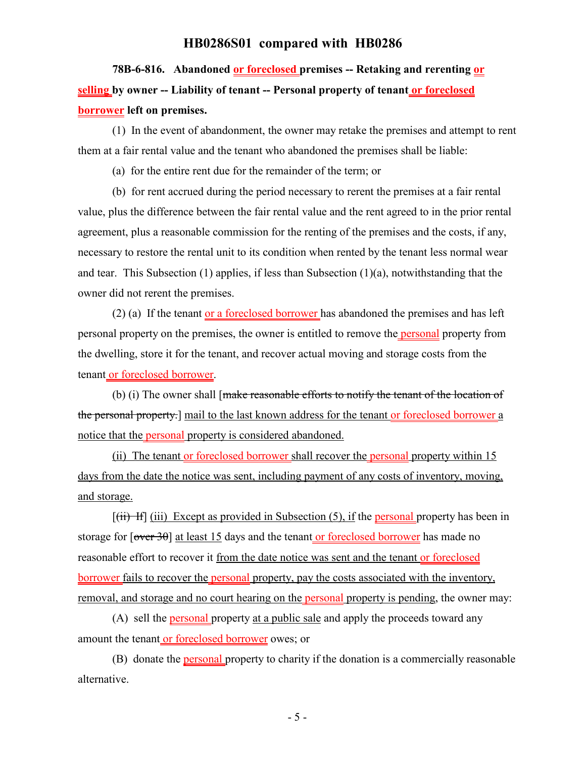**78B-6-816. Abandoned or foreclosed premises -- Retaking and rerenting or selling by owner -- Liability of tenant -- Personal property of tenant or foreclosed borrower left on premises.**

(1) In the event of abandonment, the owner may retake the premises and attempt to rent them at a fair rental value and the tenant who abandoned the premises shall be liable:

(a) for the entire rent due for the remainder of the term; or

(b) for rent accrued during the period necessary to rerent the premises at a fair rental value, plus the difference between the fair rental value and the rent agreed to in the prior rental agreement, plus a reasonable commission for the renting of the premises and the costs, if any, necessary to restore the rental unit to its condition when rented by the tenant less normal wear and tear. This Subsection (1) applies, if less than Subsection (1)(a), notwithstanding that the owner did not rerent the premises.

(2) (a) If the tenant or a foreclosed borrower has abandoned the premises and has left personal property on the premises, the owner is entitled to remove the personal property from the dwelling, store it for the tenant, and recover actual moving and storage costs from the tenant or foreclosed borrower.

(b) (i) The owner shall [~~make reasonable efforts to notify the tenant of the location of the personal property.~~] mail to the last known address for the tenant or foreclosed borrower a notice that the personal property is considered abandoned.

(ii) The tenant or foreclosed borrower shall recover the personal property within 15 days from the date the notice was sent, including payment of any costs of inventory, moving, and storage.

[~~(ii) If~~] (iii) Except as provided in Subsection (5), if the personal property has been in storage for [~~over 30~~] at least 15 days and the tenant or foreclosed borrower has made no reasonable effort to recover it from the date notice was sent and the tenant or foreclosed borrower fails to recover the personal property, pay the costs associated with the inventory, removal, and storage and no court hearing on the personal property is pending, the owner may:

(A) sell the personal property at a public sale and apply the proceeds toward any amount the tenant or foreclosed borrower owes; or

(B) donate the personal property to charity if the donation is a commercially reasonable alternative.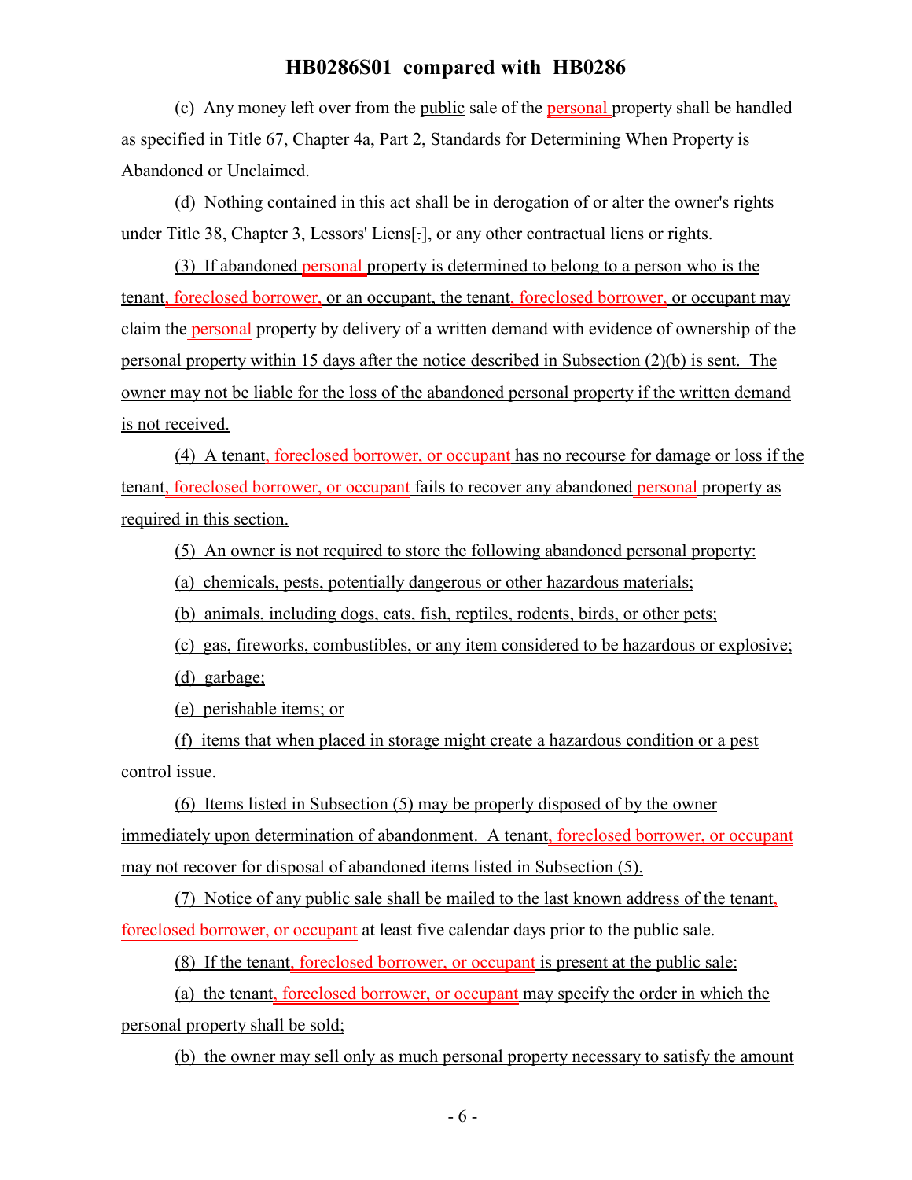(c) Any money left over from the public sale of the personal property shall be handled as specified in Title 67, Chapter 4a, Part 2, Standards for Determining When Property is Abandoned or Unclaimed.

(d) Nothing contained in this act shall be in derogation of or alter the owner's rights under Title 38, Chapter 3, Lessors' Liens[.], or any other contractual liens or rights.

(3) If abandoned personal property is determined to belong to a person who is the tenant, foreclosed borrower, or an occupant, the tenant, foreclosed borrower, or occupant may claim the personal property by delivery of a written demand with evidence of ownership of the personal property within 15 days after the notice described in Subsection (2)(b) is sent. The owner may not be liable for the loss of the abandoned personal property if the written demand is not received.

(4) A tenant, foreclosed borrower, or occupant has no recourse for damage or loss if the tenant, foreclosed borrower, or occupant fails to recover any abandoned personal property as required in this section.

(5) An owner is not required to store the following abandoned personal property:

(a) chemicals, pests, potentially dangerous or other hazardous materials;

(b) animals, including dogs, cats, fish, reptiles, rodents, birds, or other pets;

(c) gas, fireworks, combustibles, or any item considered to be hazardous or explosive;

(d) garbage;

(e) perishable items; or

(f) items that when placed in storage might create a hazardous condition or a pest control issue.

(6) Items listed in Subsection (5) may be properly disposed of by the owner immediately upon determination of abandonment. A tenant, foreclosed borrower, or occupant may not recover for disposal of abandoned items listed in Subsection (5).

(7) Notice of any public sale shall be mailed to the last known address of the tenant, foreclosed borrower, or occupant at least five calendar days prior to the public sale.

(8) If the tenant, foreclosed borrower, or occupant is present at the public sale:

(a) the tenant, foreclosed borrower, or occupant may specify the order in which the personal property shall be sold;

(b) the owner may sell only as much personal property necessary to satisfy the amount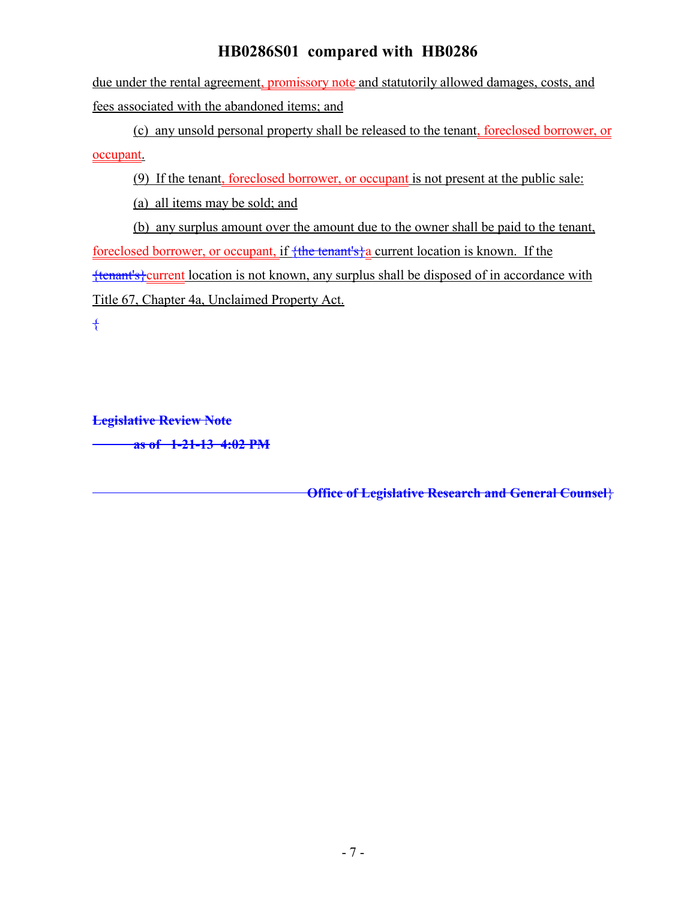due under the rental agreement, promissory note and statutorily allowed damages, costs, and fees associated with the abandoned items; and

(c) any unsold personal property shall be released to the tenant, foreclosed borrower, or occupant.

(9) If the tenant, foreclosed borrower, or occupant is not present at the public sale:

(a) all items may be sold; and

(b) any surplus amount over the amount due to the owner shall be paid to the tenant, foreclosed borrower, or occupant, if {the tenant's}a current location is known. If the {tenant's}current location is not known, any surplus shall be disposed of in accordance with Title 67, Chapter 4a, Unclaimed Property Act.

{

**Legislative Review Note**

**as of 1-21-13 4:02 PM**

**Office of Legislative Research and General Counsel**}